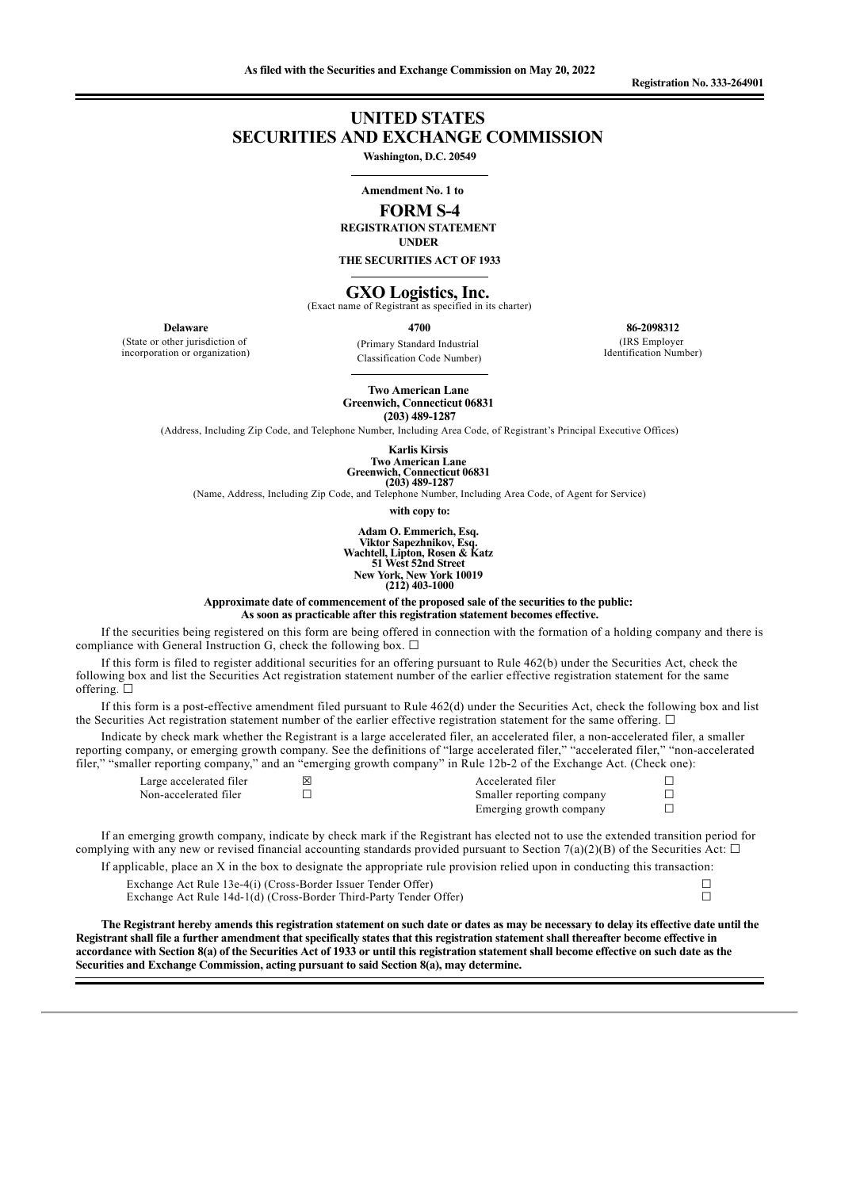As filed with the Securities and Exchange Commission on May 20, 2022

Registration No. 333-264901

# UNITED STATES
# SECURITIES AND EXCHANGE COMMISSION

**Washington, D.C. 20549**

**Amendment No. 1 to**

## FORM S-4

**REGISTRATION STATEMENT**
**UNDER**
**THE SECURITIES ACT OF 1933**

## GXO Logistics, Inc.

(Exact name of Registrant as specified in its charter)

| **Delaware** | **4700** | **86-2098312** |
|---|---|---|
| (State or other jurisdiction of incorporation or organization) | (Primary Standard Industrial Classification Code Number) | (IRS Employer Identification Number) |

**Two American Lane**
**Greenwich, Connecticut 06831**
**(203) 489-1287**

(Address, Including Zip Code, and Telephone Number, Including Area Code, of Registrant's Principal Executive Offices)

**Karlis Kirsis**
**Two American Lane**
**Greenwich, Connecticut 06831**
**(203) 489-1287**

(Name, Address, Including Zip Code, and Telephone Number, Including Area Code, of Agent for Service)

**with copy to:**

**Adam O. Emmerich, Esq.**
**Viktor Sapezhnikov, Esq.**
**Wachtell, Lipton, Rosen & Katz**
**51 West 52nd Street**
**New York, New York 10019**
**(212) 403-1000**

**Approximate date of commencement of the proposed sale of the securities to the public:**
**As soon as practicable after this registration statement becomes effective.**

If the securities being registered on this form are being offered in connection with the formation of a holding company and there is compliance with General Instruction G, check the following box. ☐

If this form is filed to register additional securities for an offering pursuant to Rule 462(b) under the Securities Act, check the following box and list the Securities Act registration statement number of the earlier effective registration statement for the same offering. ☐

If this form is a post-effective amendment filed pursuant to Rule 462(d) under the Securities Act, check the following box and list the Securities Act registration statement number of the earlier effective registration statement for the same offering. ☐

Indicate by check mark whether the Registrant is a large accelerated filer, an accelerated filer, a non-accelerated filer, a smaller reporting company, or emerging growth company. See the definitions of "large accelerated filer," "accelerated filer," "non-accelerated filer," "smaller reporting company," and an "emerging growth company" in Rule 12b-2 of the Exchange Act. (Check one):

| | | | |
|---|---|---|---|
| Large accelerated filer | ☒ | Accelerated filer | ☐ |
| Non-accelerated filer | ☐ | Smaller reporting company | ☐ |
| | | Emerging growth company | ☐ |

If an emerging growth company, indicate by check mark if the Registrant has elected not to use the extended transition period for complying with any new or revised financial accounting standards provided pursuant to Section 7(a)(2)(B) of the Securities Act: ☐

If applicable, place an X in the box to designate the appropriate rule provision relied upon in conducting this transaction:

| | |
|---|---|
| Exchange Act Rule 13e-4(i) (Cross-Border Issuer Tender Offer) | ☐ |
| Exchange Act Rule 14d-1(d) (Cross-Border Third-Party Tender Offer) | ☐ |

**The Registrant hereby amends this registration statement on such date or dates as may be necessary to delay its effective date until the Registrant shall file a further amendment that specifically states that this registration statement shall thereafter become effective in accordance with Section 8(a) of the Securities Act of 1933 or until this registration statement shall become effective on such date as the Securities and Exchange Commission, acting pursuant to said Section 8(a), may determine.**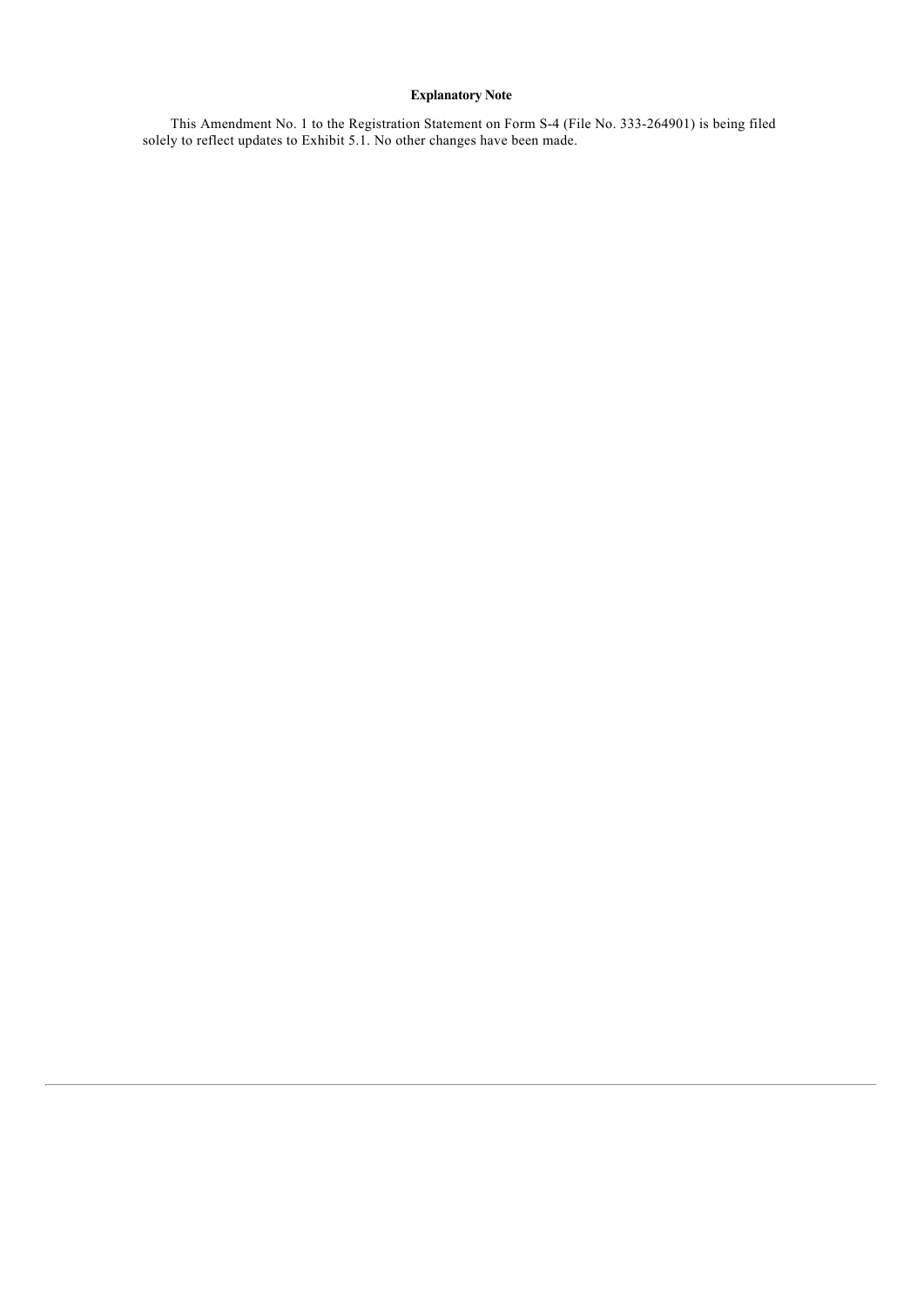**Explanatory Note**

This Amendment No. 1 to the Registration Statement on Form S-4 (File No. 333-264901) is being filed solely to reflect updates to Exhibit 5.1. No other changes have been made.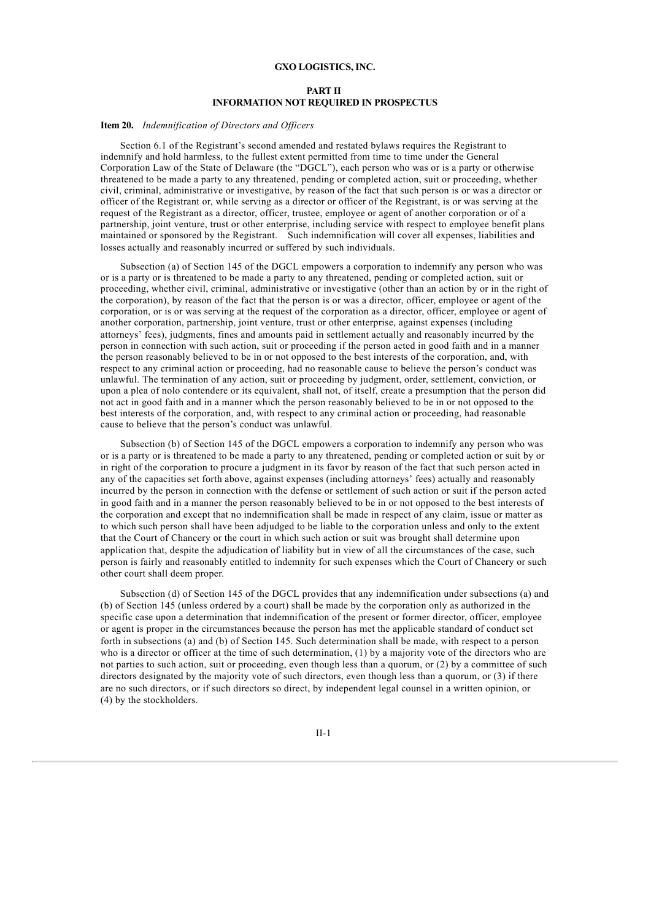**GXO LOGISTICS, INC.**

**PART II**
**INFORMATION NOT REQUIRED IN PROSPECTUS**

**Item 20.** *Indemnification of Directors and Officers*

Section 6.1 of the Registrant's second amended and restated bylaws requires the Registrant to indemnify and hold harmless, to the fullest extent permitted from time to time under the General Corporation Law of the State of Delaware (the "DGCL"), each person who was or is a party or otherwise threatened to be made a party to any threatened, pending or completed action, suit or proceeding, whether civil, criminal, administrative or investigative, by reason of the fact that such person is or was a director or officer of the Registrant or, while serving as a director or officer of the Registrant, is or was serving at the request of the Registrant as a director, officer, trustee, employee or agent of another corporation or of a partnership, joint venture, trust or other enterprise, including service with respect to employee benefit plans maintained or sponsored by the Registrant. Such indemnification will cover all expenses, liabilities and losses actually and reasonably incurred or suffered by such individuals.

Subsection (a) of Section 145 of the DGCL empowers a corporation to indemnify any person who was or is a party or is threatened to be made a party to any threatened, pending or completed action, suit or proceeding, whether civil, criminal, administrative or investigative (other than an action by or in the right of the corporation), by reason of the fact that the person is or was a director, officer, employee or agent of the corporation, or is or was serving at the request of the corporation as a director, officer, employee or agent of another corporation, partnership, joint venture, trust or other enterprise, against expenses (including attorneys' fees), judgments, fines and amounts paid in settlement actually and reasonably incurred by the person in connection with such action, suit or proceeding if the person acted in good faith and in a manner the person reasonably believed to be in or not opposed to the best interests of the corporation, and, with respect to any criminal action or proceeding, had no reasonable cause to believe the person's conduct was unlawful. The termination of any action, suit or proceeding by judgment, order, settlement, conviction, or upon a plea of nolo contendere or its equivalent, shall not, of itself, create a presumption that the person did not act in good faith and in a manner which the person reasonably believed to be in or not opposed to the best interests of the corporation, and, with respect to any criminal action or proceeding, had reasonable cause to believe that the person's conduct was unlawful.

Subsection (b) of Section 145 of the DGCL empowers a corporation to indemnify any person who was or is a party or is threatened to be made a party to any threatened, pending or completed action or suit by or in right of the corporation to procure a judgment in its favor by reason of the fact that such person acted in any of the capacities set forth above, against expenses (including attorneys' fees) actually and reasonably incurred by the person in connection with the defense or settlement of such action or suit if the person acted in good faith and in a manner the person reasonably believed to be in or not opposed to the best interests of the corporation and except that no indemnification shall be made in respect of any claim, issue or matter as to which such person shall have been adjudged to be liable to the corporation unless and only to the extent that the Court of Chancery or the court in which such action or suit was brought shall determine upon application that, despite the adjudication of liability but in view of all the circumstances of the case, such person is fairly and reasonably entitled to indemnity for such expenses which the Court of Chancery or such other court shall deem proper.

Subsection (d) of Section 145 of the DGCL provides that any indemnification under subsections (a) and (b) of Section 145 (unless ordered by a court) shall be made by the corporation only as authorized in the specific case upon a determination that indemnification of the present or former director, officer, employee or agent is proper in the circumstances because the person has met the applicable standard of conduct set forth in subsections (a) and (b) of Section 145. Such determination shall be made, with respect to a person who is a director or officer at the time of such determination, (1) by a majority vote of the directors who are not parties to such action, suit or proceeding, even though less than a quorum, or (2) by a committee of such directors designated by the majority vote of such directors, even though less than a quorum, or (3) if there are no such directors, or if such directors so direct, by independent legal counsel in a written opinion, or (4) by the stockholders.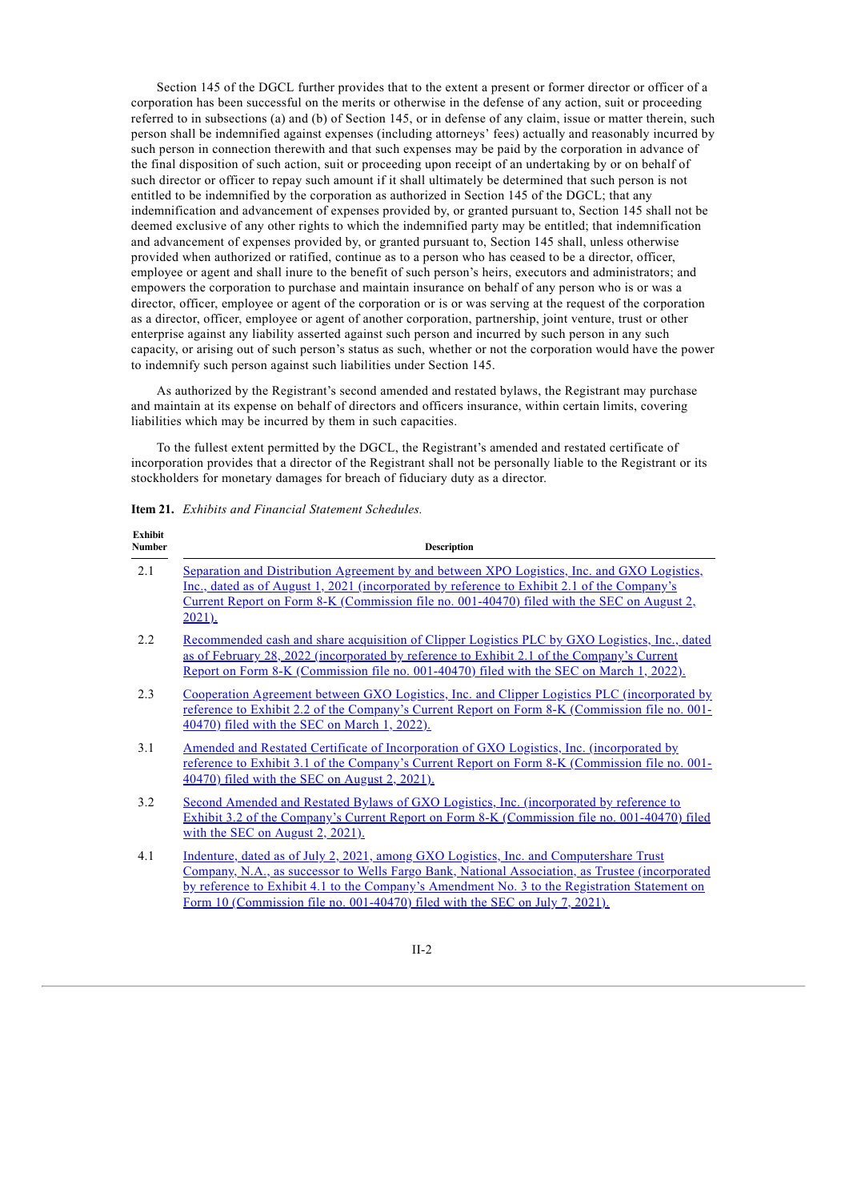Section 145 of the DGCL further provides that to the extent a present or former director or officer of a corporation has been successful on the merits or otherwise in the defense of any action, suit or proceeding referred to in subsections (a) and (b) of Section 145, or in defense of any claim, issue or matter therein, such person shall be indemnified against expenses (including attorneys' fees) actually and reasonably incurred by such person in connection therewith and that such expenses may be paid by the corporation in advance of the final disposition of such action, suit or proceeding upon receipt of an undertaking by or on behalf of such director or officer to repay such amount if it shall ultimately be determined that such person is not entitled to be indemnified by the corporation as authorized in Section 145 of the DGCL; that any indemnification and advancement of expenses provided by, or granted pursuant to, Section 145 shall not be deemed exclusive of any other rights to which the indemnified party may be entitled; that indemnification and advancement of expenses provided by, or granted pursuant to, Section 145 shall, unless otherwise provided when authorized or ratified, continue as to a person who has ceased to be a director, officer, employee or agent and shall inure to the benefit of such person's heirs, executors and administrators; and empowers the corporation to purchase and maintain insurance on behalf of any person who is or was a director, officer, employee or agent of the corporation or is or was serving at the request of the corporation as a director, officer, employee or agent of another corporation, partnership, joint venture, trust or other enterprise against any liability asserted against such person and incurred by such person in any such capacity, or arising out of such person's status as such, whether or not the corporation would have the power to indemnify such person against such liabilities under Section 145.

As authorized by the Registrant's second amended and restated bylaws, the Registrant may purchase and maintain at its expense on behalf of directors and officers insurance, within certain limits, covering liabilities which may be incurred by them in such capacities.

To the fullest extent permitted by the DGCL, the Registrant's amended and restated certificate of incorporation provides that a director of the Registrant shall not be personally liable to the Registrant or its stockholders for monetary damages for breach of fiduciary duty as a director.

**Item 21.** *Exhibits and Financial Statement Schedules.*

| Exhibit Number | Description |
|---|---|
| 2.1 | Separation and Distribution Agreement by and between XPO Logistics, Inc. and GXO Logistics, Inc., dated as of August 1, 2021 (incorporated by reference to Exhibit 2.1 of the Company's Current Report on Form 8-K (Commission file no. 001-40470) filed with the SEC on August 2, 2021). |
| 2.2 | Recommended cash and share acquisition of Clipper Logistics PLC by GXO Logistics, Inc., dated as of February 28, 2022 (incorporated by reference to Exhibit 2.1 of the Company's Current Report on Form 8-K (Commission file no. 001-40470) filed with the SEC on March 1, 2022). |
| 2.3 | Cooperation Agreement between GXO Logistics, Inc. and Clipper Logistics PLC (incorporated by reference to Exhibit 2.2 of the Company's Current Report on Form 8-K (Commission file no. 001-40470) filed with the SEC on March 1, 2022). |
| 3.1 | Amended and Restated Certificate of Incorporation of GXO Logistics, Inc. (incorporated by reference to Exhibit 3.1 of the Company's Current Report on Form 8-K (Commission file no. 001-40470) filed with the SEC on August 2, 2021). |
| 3.2 | Second Amended and Restated Bylaws of GXO Logistics, Inc. (incorporated by reference to Exhibit 3.2 of the Company's Current Report on Form 8-K (Commission file no. 001-40470) filed with the SEC on August 2, 2021). |
| 4.1 | Indenture, dated as of July 2, 2021, among GXO Logistics, Inc. and Computershare Trust Company, N.A., as successor to Wells Fargo Bank, National Association, as Trustee (incorporated by reference to Exhibit 4.1 to the Company's Amendment No. 3 to the Registration Statement on Form 10 (Commission file no. 001-40470) filed with the SEC on July 7, 2021). |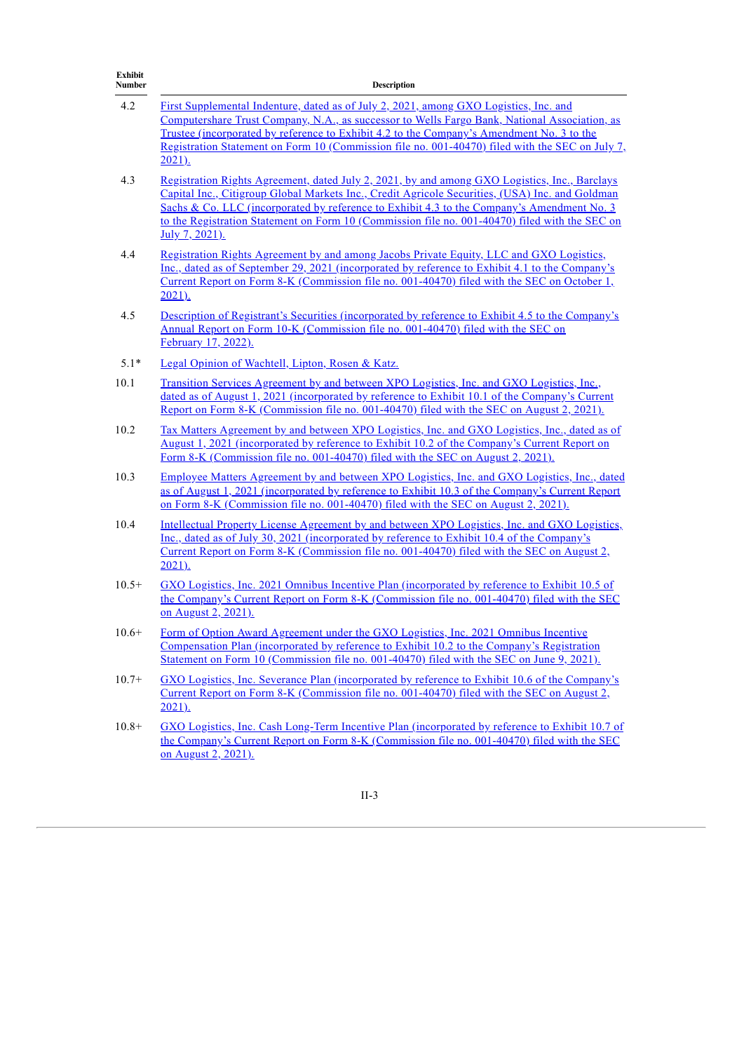| Exhibit Number | Description |
| --- | --- |
| 4.2 | First Supplemental Indenture, dated as of July 2, 2021, among GXO Logistics, Inc. and Computershare Trust Company, N.A., as successor to Wells Fargo Bank, National Association, as Trustee (incorporated by reference to Exhibit 4.2 to the Company's Amendment No. 3 to the Registration Statement on Form 10 (Commission file no. 001-40470) filed with the SEC on July 7, 2021). |
| 4.3 | Registration Rights Agreement, dated July 2, 2021, by and among GXO Logistics, Inc., Barclays Capital Inc., Citigroup Global Markets Inc., Credit Agricole Securities, (USA) Inc. and Goldman Sachs & Co. LLC (incorporated by reference to Exhibit 4.3 to the Company's Amendment No. 3 to the Registration Statement on Form 10 (Commission file no. 001-40470) filed with the SEC on July 7, 2021). |
| 4.4 | Registration Rights Agreement by and among Jacobs Private Equity, LLC and GXO Logistics, Inc., dated as of September 29, 2021 (incorporated by reference to Exhibit 4.1 to the Company's Current Report on Form 8-K (Commission file no. 001-40470) filed with the SEC on October 1, 2021). |
| 4.5 | Description of Registrant's Securities (incorporated by reference to Exhibit 4.5 to the Company's Annual Report on Form 10-K (Commission file no. 001-40470) filed with the SEC on February 17, 2022). |
| 5.1* | Legal Opinion of Wachtell, Lipton, Rosen & Katz. |
| 10.1 | Transition Services Agreement by and between XPO Logistics, Inc. and GXO Logistics, Inc., dated as of August 1, 2021 (incorporated by reference to Exhibit 10.1 of the Company's Current Report on Form 8-K (Commission file no. 001-40470) filed with the SEC on August 2, 2021). |
| 10.2 | Tax Matters Agreement by and between XPO Logistics, Inc. and GXO Logistics, Inc., dated as of August 1, 2021 (incorporated by reference to Exhibit 10.2 of the Company's Current Report on Form 8-K (Commission file no. 001-40470) filed with the SEC on August 2, 2021). |
| 10.3 | Employee Matters Agreement by and between XPO Logistics, Inc. and GXO Logistics, Inc., dated as of August 1, 2021 (incorporated by reference to Exhibit 10.3 of the Company's Current Report on Form 8-K (Commission file no. 001-40470) filed with the SEC on August 2, 2021). |
| 10.4 | Intellectual Property License Agreement by and between XPO Logistics, Inc. and GXO Logistics, Inc., dated as of July 30, 2021 (incorporated by reference to Exhibit 10.4 of the Company's Current Report on Form 8-K (Commission file no. 001-40470) filed with the SEC on August 2, 2021). |
| 10.5+ | GXO Logistics, Inc. 2021 Omnibus Incentive Plan (incorporated by reference to Exhibit 10.5 of the Company's Current Report on Form 8-K (Commission file no. 001-40470) filed with the SEC on August 2, 2021). |
| 10.6+ | Form of Option Award Agreement under the GXO Logistics, Inc. 2021 Omnibus Incentive Compensation Plan (incorporated by reference to Exhibit 10.2 to the Company's Registration Statement on Form 10 (Commission file no. 001-40470) filed with the SEC on June 9, 2021). |
| 10.7+ | GXO Logistics, Inc. Severance Plan (incorporated by reference to Exhibit 10.6 of the Company's Current Report on Form 8-K (Commission file no. 001-40470) filed with the SEC on August 2, 2021). |
| 10.8+ | GXO Logistics, Inc. Cash Long-Term Incentive Plan (incorporated by reference to Exhibit 10.7 of the Company's Current Report on Form 8-K (Commission file no. 001-40470) filed with the SEC on August 2, 2021). |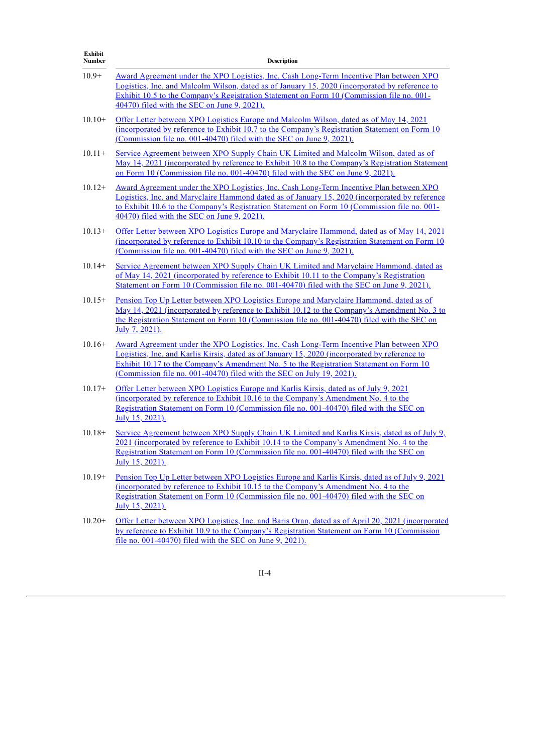| Exhibit Number | Description |
|---|---|
| 10.9+ | Award Agreement under the XPO Logistics, Inc. Cash Long-Term Incentive Plan between XPO Logistics, Inc. and Malcolm Wilson, dated as of January 15, 2020 (incorporated by reference to Exhibit 10.5 to the Company's Registration Statement on Form 10 (Commission file no. 001-40470) filed with the SEC on June 9, 2021). |
| 10.10+ | Offer Letter between XPO Logistics Europe and Malcolm Wilson, dated as of May 14, 2021 (incorporated by reference to Exhibit 10.7 to the Company's Registration Statement on Form 10 (Commission file no. 001-40470) filed with the SEC on June 9, 2021). |
| 10.11+ | Service Agreement between XPO Supply Chain UK Limited and Malcolm Wilson, dated as of May 14, 2021 (incorporated by reference to Exhibit 10.8 to the Company's Registration Statement on Form 10 (Commission file no. 001-40470) filed with the SEC on June 9, 2021). |
| 10.12+ | Award Agreement under the XPO Logistics, Inc. Cash Long-Term Incentive Plan between XPO Logistics, Inc. and Maryclaire Hammond dated as of January 15, 2020 (incorporated by reference to Exhibit 10.6 to the Company's Registration Statement on Form 10 (Commission file no. 001-40470) filed with the SEC on June 9, 2021). |
| 10.13+ | Offer Letter between XPO Logistics Europe and Maryclaire Hammond, dated as of May 14, 2021 (incorporated by reference to Exhibit 10.10 to the Company's Registration Statement on Form 10 (Commission file no. 001-40470) filed with the SEC on June 9, 2021). |
| 10.14+ | Service Agreement between XPO Supply Chain UK Limited and Maryclaire Hammond, dated as of May 14, 2021 (incorporated by reference to Exhibit 10.11 to the Company's Registration Statement on Form 10 (Commission file no. 001-40470) filed with the SEC on June 9, 2021). |
| 10.15+ | Pension Top Up Letter between XPO Logistics Europe and Maryclaire Hammond, dated as of May 14, 2021 (incorporated by reference to Exhibit 10.12 to the Company's Amendment No. 3 to the Registration Statement on Form 10 (Commission file no. 001-40470) filed with the SEC on July 7, 2021). |
| 10.16+ | Award Agreement under the XPO Logistics, Inc. Cash Long-Term Incentive Plan between XPO Logistics, Inc. and Karlis Kirsis, dated as of January 15, 2020 (incorporated by reference to Exhibit 10.17 to the Company's Amendment No. 5 to the Registration Statement on Form 10 (Commission file no. 001-40470) filed with the SEC on July 19, 2021). |
| 10.17+ | Offer Letter between XPO Logistics Europe and Karlis Kirsis, dated as of July 9, 2021 (incorporated by reference to Exhibit 10.16 to the Company's Amendment No. 4 to the Registration Statement on Form 10 (Commission file no. 001-40470) filed with the SEC on July 15, 2021). |
| 10.18+ | Service Agreement between XPO Supply Chain UK Limited and Karlis Kirsis, dated as of July 9, 2021 (incorporated by reference to Exhibit 10.14 to the Company's Amendment No. 4 to the Registration Statement on Form 10 (Commission file no. 001-40470) filed with the SEC on July 15, 2021). |
| 10.19+ | Pension Top Up Letter between XPO Logistics Europe and Karlis Kirsis, dated as of July 9, 2021 (incorporated by reference to Exhibit 10.15 to the Company's Amendment No. 4 to the Registration Statement on Form 10 (Commission file no. 001-40470) filed with the SEC on July 15, 2021). |
| 10.20+ | Offer Letter between XPO Logistics, Inc. and Baris Oran, dated as of April 20, 2021 (incorporated by reference to Exhibit 10.9 to the Company's Registration Statement on Form 10 (Commission file no. 001-40470) filed with the SEC on June 9, 2021). |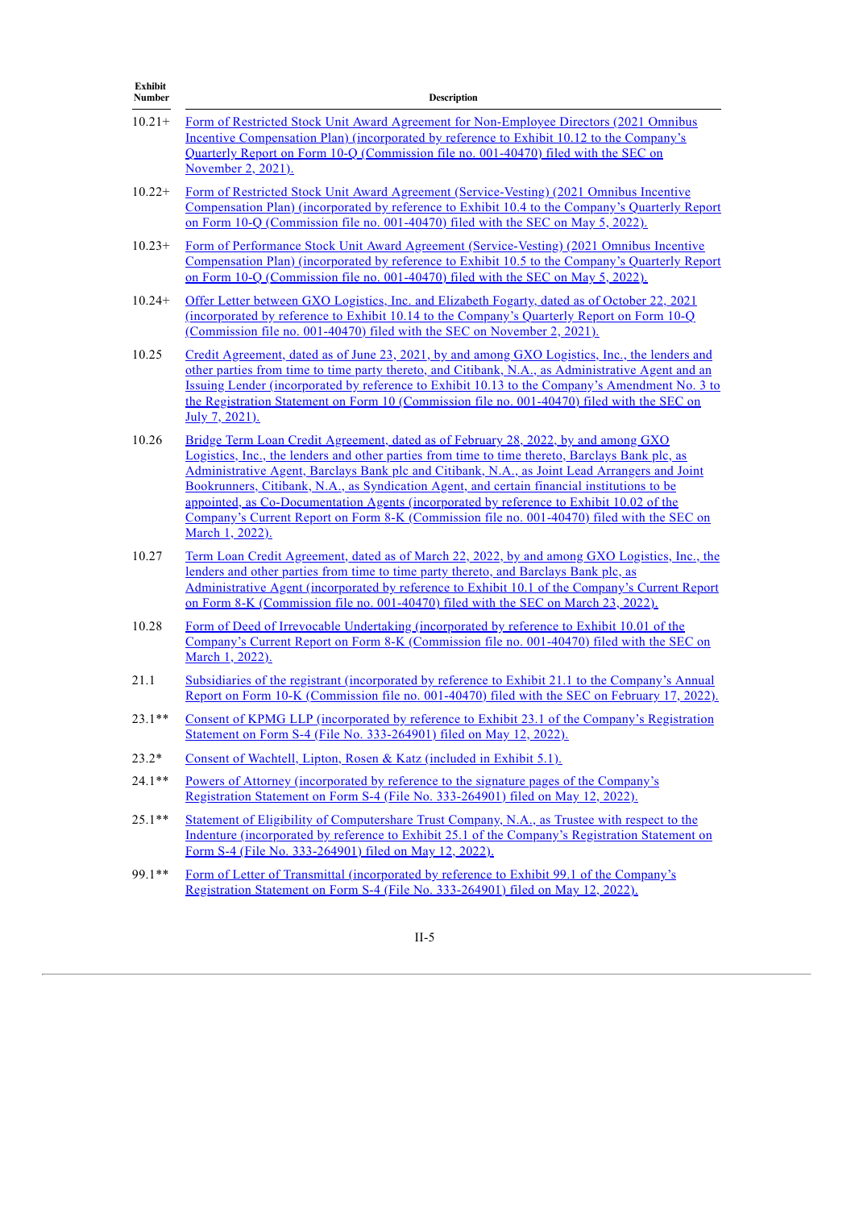| Exhibit Number | Description |
|---|---|
| 10.21+ | Form of Restricted Stock Unit Award Agreement for Non-Employee Directors (2021 Omnibus Incentive Compensation Plan) (incorporated by reference to Exhibit 10.12 to the Company's Quarterly Report on Form 10-Q (Commission file no. 001-40470) filed with the SEC on November 2, 2021). |
| 10.22+ | Form of Restricted Stock Unit Award Agreement (Service-Vesting) (2021 Omnibus Incentive Compensation Plan) (incorporated by reference to Exhibit 10.4 to the Company's Quarterly Report on Form 10-Q (Commission file no. 001-40470) filed with the SEC on May 5, 2022). |
| 10.23+ | Form of Performance Stock Unit Award Agreement (Service-Vesting) (2021 Omnibus Incentive Compensation Plan) (incorporated by reference to Exhibit 10.5 to the Company's Quarterly Report on Form 10-Q (Commission file no. 001-40470) filed with the SEC on May 5, 2022). |
| 10.24+ | Offer Letter between GXO Logistics, Inc. and Elizabeth Fogarty, dated as of October 22, 2021 (incorporated by reference to Exhibit 10.14 to the Company's Quarterly Report on Form 10-Q (Commission file no. 001-40470) filed with the SEC on November 2, 2021). |
| 10.25 | Credit Agreement, dated as of June 23, 2021, by and among GXO Logistics, Inc., the lenders and other parties from time to time party thereto, and Citibank, N.A., as Administrative Agent and an Issuing Lender (incorporated by reference to Exhibit 10.13 to the Company's Amendment No. 3 to the Registration Statement on Form 10 (Commission file no. 001-40470) filed with the SEC on July 7, 2021). |
| 10.26 | Bridge Term Loan Credit Agreement, dated as of February 28, 2022, by and among GXO Logistics, Inc., the lenders and other parties from time to time thereto, Barclays Bank plc, as Administrative Agent, Barclays Bank plc and Citibank, N.A., as Joint Lead Arrangers and Joint Bookrunners, Citibank, N.A., as Syndication Agent, and certain financial institutions to be appointed, as Co-Documentation Agents (incorporated by reference to Exhibit 10.02 of the Company's Current Report on Form 8-K (Commission file no. 001-40470) filed with the SEC on March 1, 2022). |
| 10.27 | Term Loan Credit Agreement, dated as of March 22, 2022, by and among GXO Logistics, Inc., the lenders and other parties from time to time party thereto, and Barclays Bank plc, as Administrative Agent (incorporated by reference to Exhibit 10.1 of the Company's Current Report on Form 8-K (Commission file no. 001-40470) filed with the SEC on March 23, 2022). |
| 10.28 | Form of Deed of Irrevocable Undertaking (incorporated by reference to Exhibit 10.01 of the Company's Current Report on Form 8-K (Commission file no. 001-40470) filed with the SEC on March 1, 2022). |
| 21.1 | Subsidiaries of the registrant (incorporated by reference to Exhibit 21.1 to the Company's Annual Report on Form 10-K (Commission file no. 001-40470) filed with the SEC on February 17, 2022). |
| 23.1** | Consent of KPMG LLP (incorporated by reference to Exhibit 23.1 of the Company's Registration Statement on Form S-4 (File No. 333-264901) filed on May 12, 2022). |
| 23.2* | Consent of Wachtell, Lipton, Rosen & Katz (included in Exhibit 5.1). |
| 24.1** | Powers of Attorney (incorporated by reference to the signature pages of the Company's Registration Statement on Form S-4 (File No. 333-264901) filed on May 12, 2022). |
| 25.1** | Statement of Eligibility of Computershare Trust Company, N.A., as Trustee with respect to the Indenture (incorporated by reference to Exhibit 25.1 of the Company's Registration Statement on Form S-4 (File No. 333-264901) filed on May 12, 2022). |
| 99.1** | Form of Letter of Transmittal (incorporated by reference to Exhibit 99.1 of the Company's Registration Statement on Form S-4 (File No. 333-264901) filed on May 12, 2022). |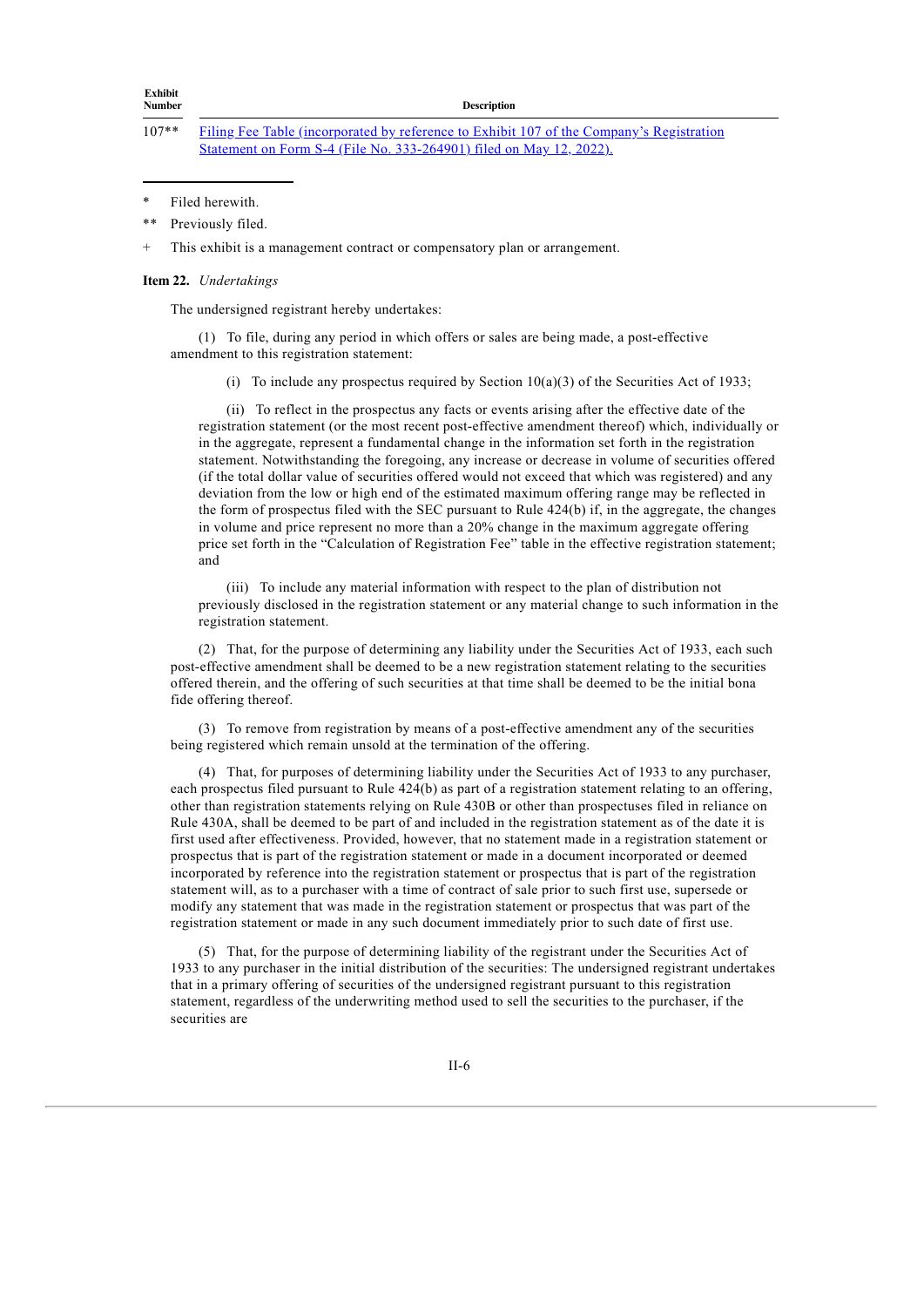| Exhibit Number | Description |
|---|---|
| 107** | Filing Fee Table (incorporated by reference to Exhibit 107 of the Company's Registration Statement on Form S-4 (File No. 333-264901) filed on May 12, 2022). |

* Filed herewith.

** Previously filed.

+ This exhibit is a management contract or compensatory plan or arrangement.

**Item 22.** *Undertakings*

The undersigned registrant hereby undertakes:

(1) To file, during any period in which offers or sales are being made, a post-effective amendment to this registration statement:

(i) To include any prospectus required by Section 10(a)(3) of the Securities Act of 1933;

(ii) To reflect in the prospectus any facts or events arising after the effective date of the registration statement (or the most recent post-effective amendment thereof) which, individually or in the aggregate, represent a fundamental change in the information set forth in the registration statement. Notwithstanding the foregoing, any increase or decrease in volume of securities offered (if the total dollar value of securities offered would not exceed that which was registered) and any deviation from the low or high end of the estimated maximum offering range may be reflected in the form of prospectus filed with the SEC pursuant to Rule 424(b) if, in the aggregate, the changes in volume and price represent no more than a 20% change in the maximum aggregate offering price set forth in the "Calculation of Registration Fee" table in the effective registration statement; and

(iii) To include any material information with respect to the plan of distribution not previously disclosed in the registration statement or any material change to such information in the registration statement.

(2) That, for the purpose of determining any liability under the Securities Act of 1933, each such post-effective amendment shall be deemed to be a new registration statement relating to the securities offered therein, and the offering of such securities at that time shall be deemed to be the initial bona fide offering thereof.

(3) To remove from registration by means of a post-effective amendment any of the securities being registered which remain unsold at the termination of the offering.

(4) That, for purposes of determining liability under the Securities Act of 1933 to any purchaser, each prospectus filed pursuant to Rule 424(b) as part of a registration statement relating to an offering, other than registration statements relying on Rule 430B or other than prospectuses filed in reliance on Rule 430A, shall be deemed to be part of and included in the registration statement as of the date it is first used after effectiveness. Provided, however, that no statement made in a registration statement or prospectus that is part of the registration statement or made in a document incorporated or deemed incorporated by reference into the registration statement or prospectus that is part of the registration statement will, as to a purchaser with a time of contract of sale prior to such first use, supersede or modify any statement that was made in the registration statement or prospectus that was part of the registration statement or made in any such document immediately prior to such date of first use.

(5) That, for the purpose of determining liability of the registrant under the Securities Act of 1933 to any purchaser in the initial distribution of the securities: The undersigned registrant undertakes that in a primary offering of securities of the undersigned registrant pursuant to this registration statement, regardless of the underwriting method used to sell the securities to the purchaser, if the securities are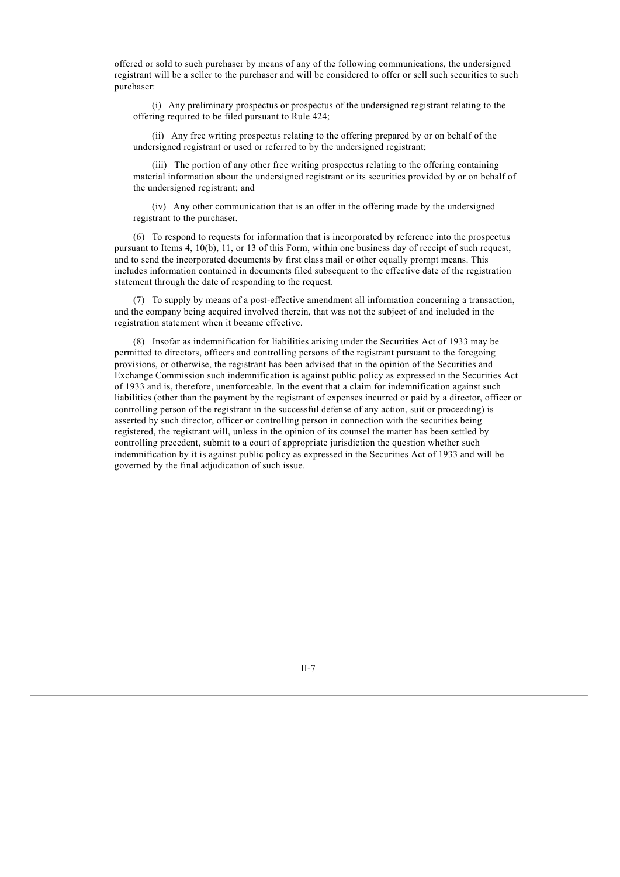offered or sold to such purchaser by means of any of the following communications, the undersigned registrant will be a seller to the purchaser and will be considered to offer or sell such securities to such purchaser:

(i) Any preliminary prospectus or prospectus of the undersigned registrant relating to the offering required to be filed pursuant to Rule 424;

(ii) Any free writing prospectus relating to the offering prepared by or on behalf of the undersigned registrant or used or referred to by the undersigned registrant;

(iii) The portion of any other free writing prospectus relating to the offering containing material information about the undersigned registrant or its securities provided by or on behalf of the undersigned registrant; and

(iv) Any other communication that is an offer in the offering made by the undersigned registrant to the purchaser.

(6) To respond to requests for information that is incorporated by reference into the prospectus pursuant to Items 4, 10(b), 11, or 13 of this Form, within one business day of receipt of such request, and to send the incorporated documents by first class mail or other equally prompt means. This includes information contained in documents filed subsequent to the effective date of the registration statement through the date of responding to the request.

(7) To supply by means of a post-effective amendment all information concerning a transaction, and the company being acquired involved therein, that was not the subject of and included in the registration statement when it became effective.

(8) Insofar as indemnification for liabilities arising under the Securities Act of 1933 may be permitted to directors, officers and controlling persons of the registrant pursuant to the foregoing provisions, or otherwise, the registrant has been advised that in the opinion of the Securities and Exchange Commission such indemnification is against public policy as expressed in the Securities Act of 1933 and is, therefore, unenforceable. In the event that a claim for indemnification against such liabilities (other than the payment by the registrant of expenses incurred or paid by a director, officer or controlling person of the registrant in the successful defense of any action, suit or proceeding) is asserted by such director, officer or controlling person in connection with the securities being registered, the registrant will, unless in the opinion of its counsel the matter has been settled by controlling precedent, submit to a court of appropriate jurisdiction the question whether such indemnification by it is against public policy as expressed in the Securities Act of 1933 and will be governed by the final adjudication of such issue.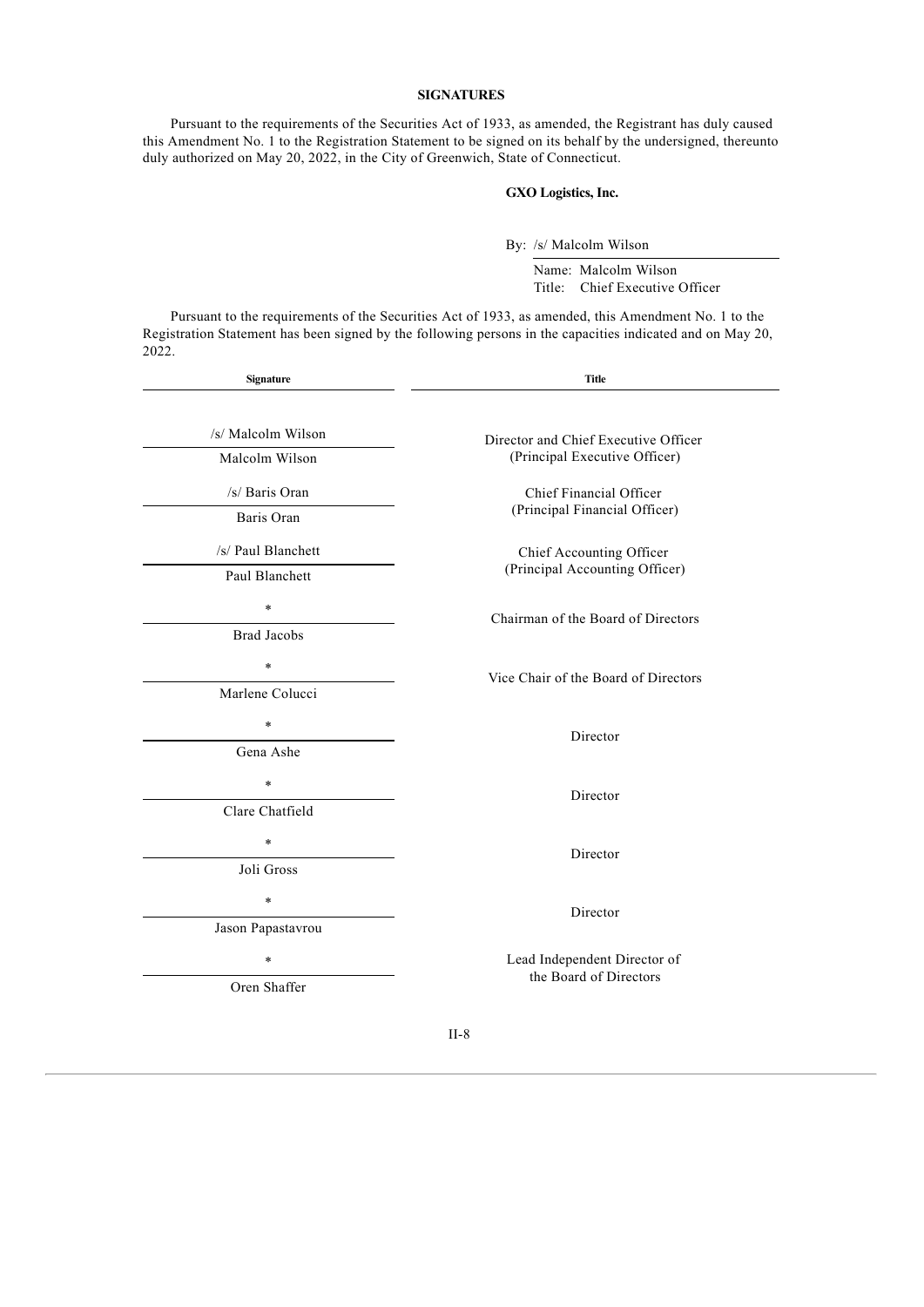## SIGNATURES

Pursuant to the requirements of the Securities Act of 1933, as amended, the Registrant has duly caused this Amendment No. 1 to the Registration Statement to be signed on its behalf by the undersigned, thereunto duly authorized on May 20, 2022, in the City of Greenwich, State of Connecticut.

**GXO Logistics, Inc.**

By: /s/ Malcolm Wilson

Name: Malcolm Wilson
Title: Chief Executive Officer

Pursuant to the requirements of the Securities Act of 1933, as amended, this Amendment No. 1 to the Registration Statement has been signed by the following persons in the capacities indicated and on May 20, 2022.

| Signature | Title |
| --- | --- |
| /s/ Malcolm Wilson<br>Malcolm Wilson | Director and Chief Executive Officer<br>(Principal Executive Officer) |
| /s/ Baris Oran<br>Baris Oran | Chief Financial Officer<br>(Principal Financial Officer) |
| /s/ Paul Blanchett<br>Paul Blanchett | Chief Accounting Officer<br>(Principal Accounting Officer) |
| *<br>Brad Jacobs | Chairman of the Board of Directors |
| *<br>Marlene Colucci | Vice Chair of the Board of Directors |
| *<br>Gena Ashe | Director |
| *<br>Clare Chatfield | Director |
| *<br>Joli Gross | Director |
| *<br>Jason Papastavrou | Director |
| *<br>Oren Shaffer | Lead Independent Director of<br>the Board of Directors |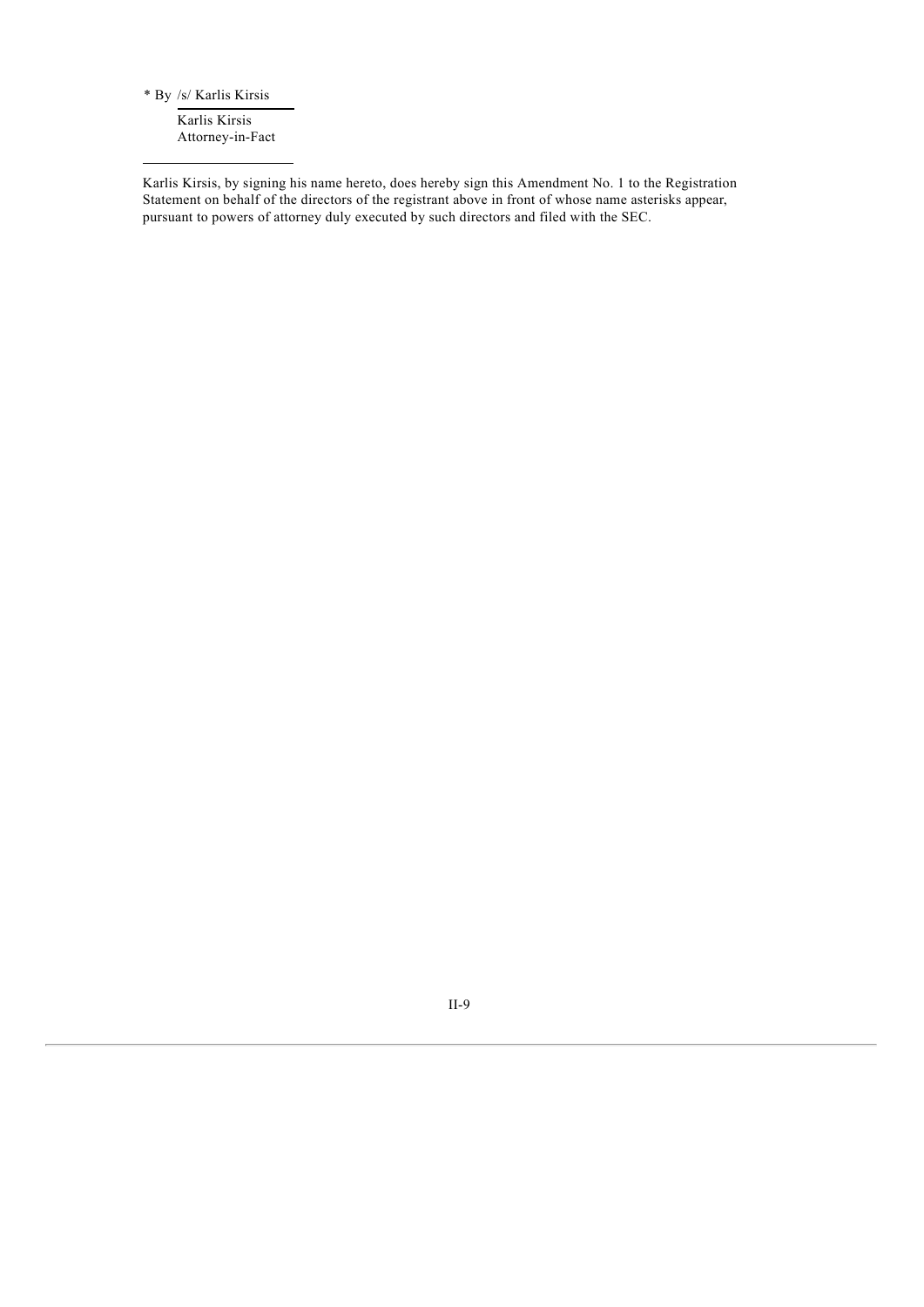* By /s/ Karlis Kirsis

Karlis Kirsis
Attorney-in-Fact

Karlis Kirsis, by signing his name hereto, does hereby sign this Amendment No. 1 to the Registration Statement on behalf of the directors of the registrant above in front of whose name asterisks appear, pursuant to powers of attorney duly executed by such directors and filed with the SEC.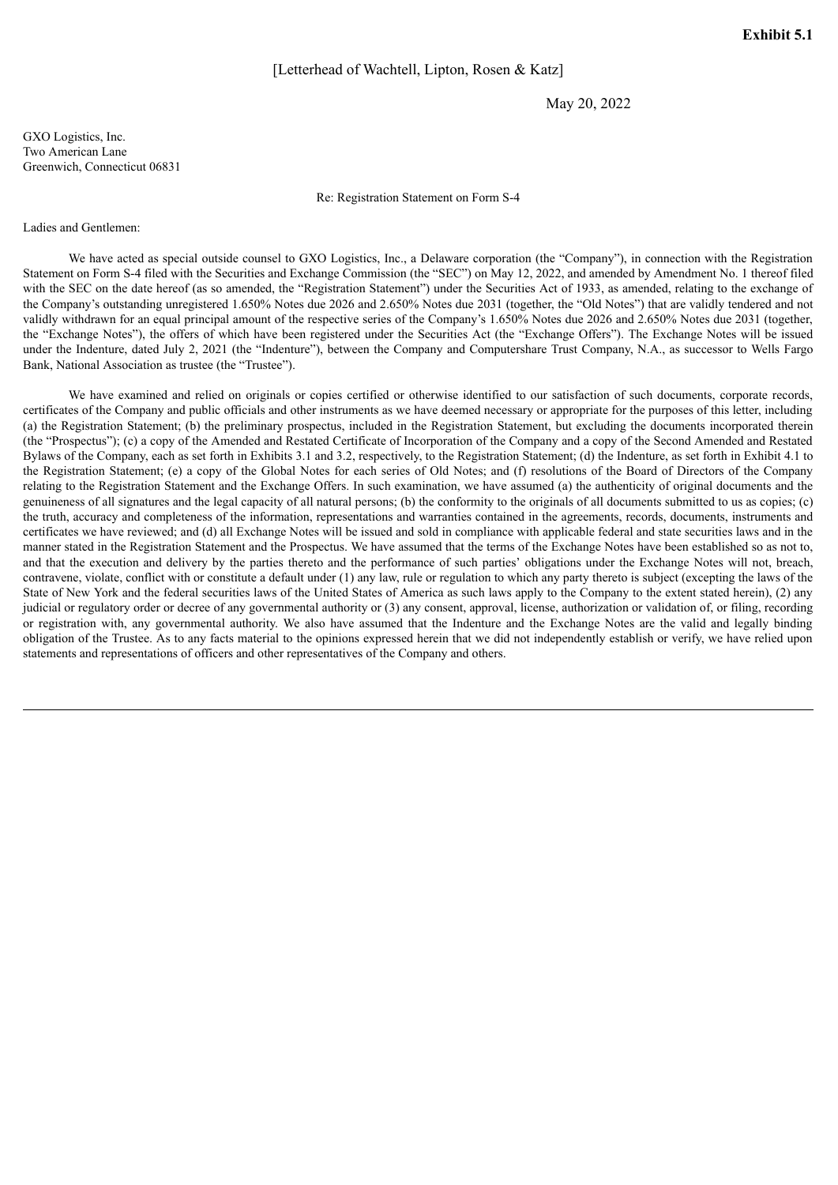**Exhibit 5.1**

[Letterhead of Wachtell, Lipton, Rosen & Katz]

May 20, 2022

GXO Logistics, Inc.
Two American Lane
Greenwich, Connecticut 06831

Re: Registration Statement on Form S-4

Ladies and Gentlemen:

We have acted as special outside counsel to GXO Logistics, Inc., a Delaware corporation (the "Company"), in connection with the Registration Statement on Form S-4 filed with the Securities and Exchange Commission (the "SEC") on May 12, 2022, and amended by Amendment No. 1 thereof filed with the SEC on the date hereof (as so amended, the "Registration Statement") under the Securities Act of 1933, as amended, relating to the exchange of the Company's outstanding unregistered 1.650% Notes due 2026 and 2.650% Notes due 2031 (together, the "Old Notes") that are validly tendered and not validly withdrawn for an equal principal amount of the respective series of the Company's 1.650% Notes due 2026 and 2.650% Notes due 2031 (together, the "Exchange Notes"), the offers of which have been registered under the Securities Act (the "Exchange Offers"). The Exchange Notes will be issued under the Indenture, dated July 2, 2021 (the "Indenture"), between the Company and Computershare Trust Company, N.A., as successor to Wells Fargo Bank, National Association as trustee (the "Trustee").

We have examined and relied on originals or copies certified or otherwise identified to our satisfaction of such documents, corporate records, certificates of the Company and public officials and other instruments as we have deemed necessary or appropriate for the purposes of this letter, including (a) the Registration Statement; (b) the preliminary prospectus, included in the Registration Statement, but excluding the documents incorporated therein (the "Prospectus"); (c) a copy of the Amended and Restated Certificate of Incorporation of the Company and a copy of the Second Amended and Restated Bylaws of the Company, each as set forth in Exhibits 3.1 and 3.2, respectively, to the Registration Statement; (d) the Indenture, as set forth in Exhibit 4.1 to the Registration Statement; (e) a copy of the Global Notes for each series of Old Notes; and (f) resolutions of the Board of Directors of the Company relating to the Registration Statement and the Exchange Offers. In such examination, we have assumed (a) the authenticity of original documents and the genuineness of all signatures and the legal capacity of all natural persons; (b) the conformity to the originals of all documents submitted to us as copies; (c) the truth, accuracy and completeness of the information, representations and warranties contained in the agreements, records, documents, instruments and certificates we have reviewed; and (d) all Exchange Notes will be issued and sold in compliance with applicable federal and state securities laws and in the manner stated in the Registration Statement and the Prospectus. We have assumed that the terms of the Exchange Notes have been established so as not to, and that the execution and delivery by the parties thereto and the performance of such parties' obligations under the Exchange Notes will not, breach, contravene, violate, conflict with or constitute a default under (1) any law, rule or regulation to which any party thereto is subject (excepting the laws of the State of New York and the federal securities laws of the United States of America as such laws apply to the Company to the extent stated herein), (2) any judicial or regulatory order or decree of any governmental authority or (3) any consent, approval, license, authorization or validation of, or filing, recording or registration with, any governmental authority. We also have assumed that the Indenture and the Exchange Notes are the valid and legally binding obligation of the Trustee. As to any facts material to the opinions expressed herein that we did not independently establish or verify, we have relied upon statements and representations of officers and other representatives of the Company and others.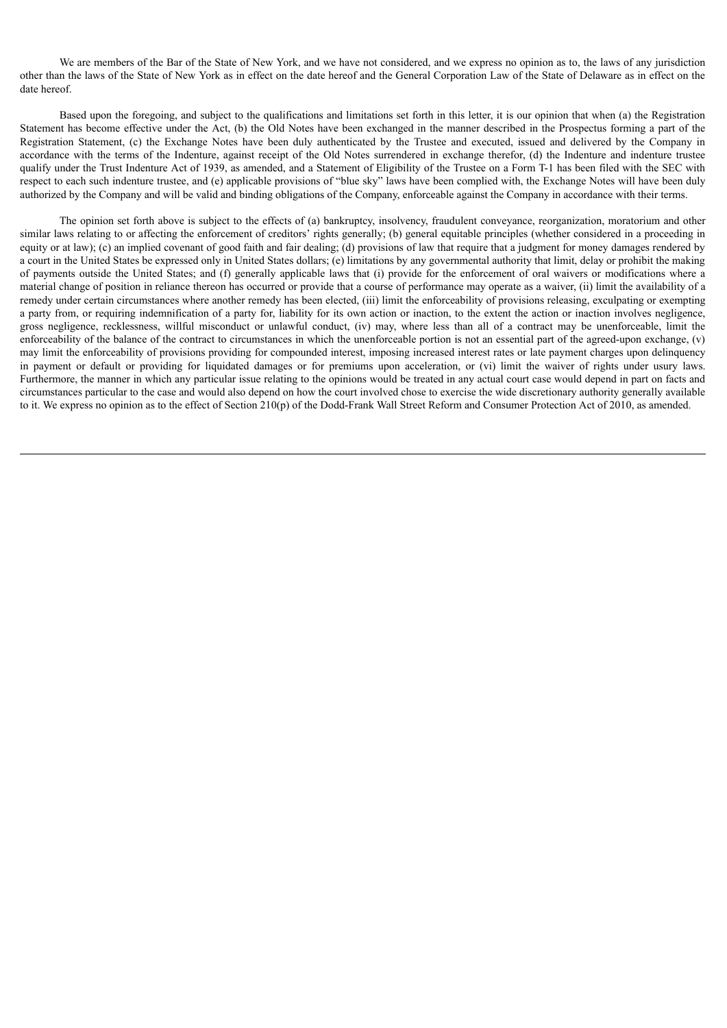We are members of the Bar of the State of New York, and we have not considered, and we express no opinion as to, the laws of any jurisdiction other than the laws of the State of New York as in effect on the date hereof and the General Corporation Law of the State of Delaware as in effect on the date hereof.

Based upon the foregoing, and subject to the qualifications and limitations set forth in this letter, it is our opinion that when (a) the Registration Statement has become effective under the Act, (b) the Old Notes have been exchanged in the manner described in the Prospectus forming a part of the Registration Statement, (c) the Exchange Notes have been duly authenticated by the Trustee and executed, issued and delivered by the Company in accordance with the terms of the Indenture, against receipt of the Old Notes surrendered in exchange therefor, (d) the Indenture and indenture trustee qualify under the Trust Indenture Act of 1939, as amended, and a Statement of Eligibility of the Trustee on a Form T-1 has been filed with the SEC with respect to each such indenture trustee, and (e) applicable provisions of "blue sky" laws have been complied with, the Exchange Notes will have been duly authorized by the Company and will be valid and binding obligations of the Company, enforceable against the Company in accordance with their terms.

The opinion set forth above is subject to the effects of (a) bankruptcy, insolvency, fraudulent conveyance, reorganization, moratorium and other similar laws relating to or affecting the enforcement of creditors' rights generally; (b) general equitable principles (whether considered in a proceeding in equity or at law); (c) an implied covenant of good faith and fair dealing; (d) provisions of law that require that a judgment for money damages rendered by a court in the United States be expressed only in United States dollars; (e) limitations by any governmental authority that limit, delay or prohibit the making of payments outside the United States; and (f) generally applicable laws that (i) provide for the enforcement of oral waivers or modifications where a material change of position in reliance thereon has occurred or provide that a course of performance may operate as a waiver, (ii) limit the availability of a remedy under certain circumstances where another remedy has been elected, (iii) limit the enforceability of provisions releasing, exculpating or exempting a party from, or requiring indemnification of a party for, liability for its own action or inaction, to the extent the action or inaction involves negligence, gross negligence, recklessness, willful misconduct or unlawful conduct, (iv) may, where less than all of a contract may be unenforceable, limit the enforceability of the balance of the contract to circumstances in which the unenforceable portion is not an essential part of the agreed-upon exchange, (v) may limit the enforceability of provisions providing for compounded interest, imposing increased interest rates or late payment charges upon delinquency in payment or default or providing for liquidated damages or for premiums upon acceleration, or (vi) limit the waiver of rights under usury laws. Furthermore, the manner in which any particular issue relating to the opinions would be treated in any actual court case would depend in part on facts and circumstances particular to the case and would also depend on how the court involved chose to exercise the wide discretionary authority generally available to it. We express no opinion as to the effect of Section 210(p) of the Dodd-Frank Wall Street Reform and Consumer Protection Act of 2010, as amended.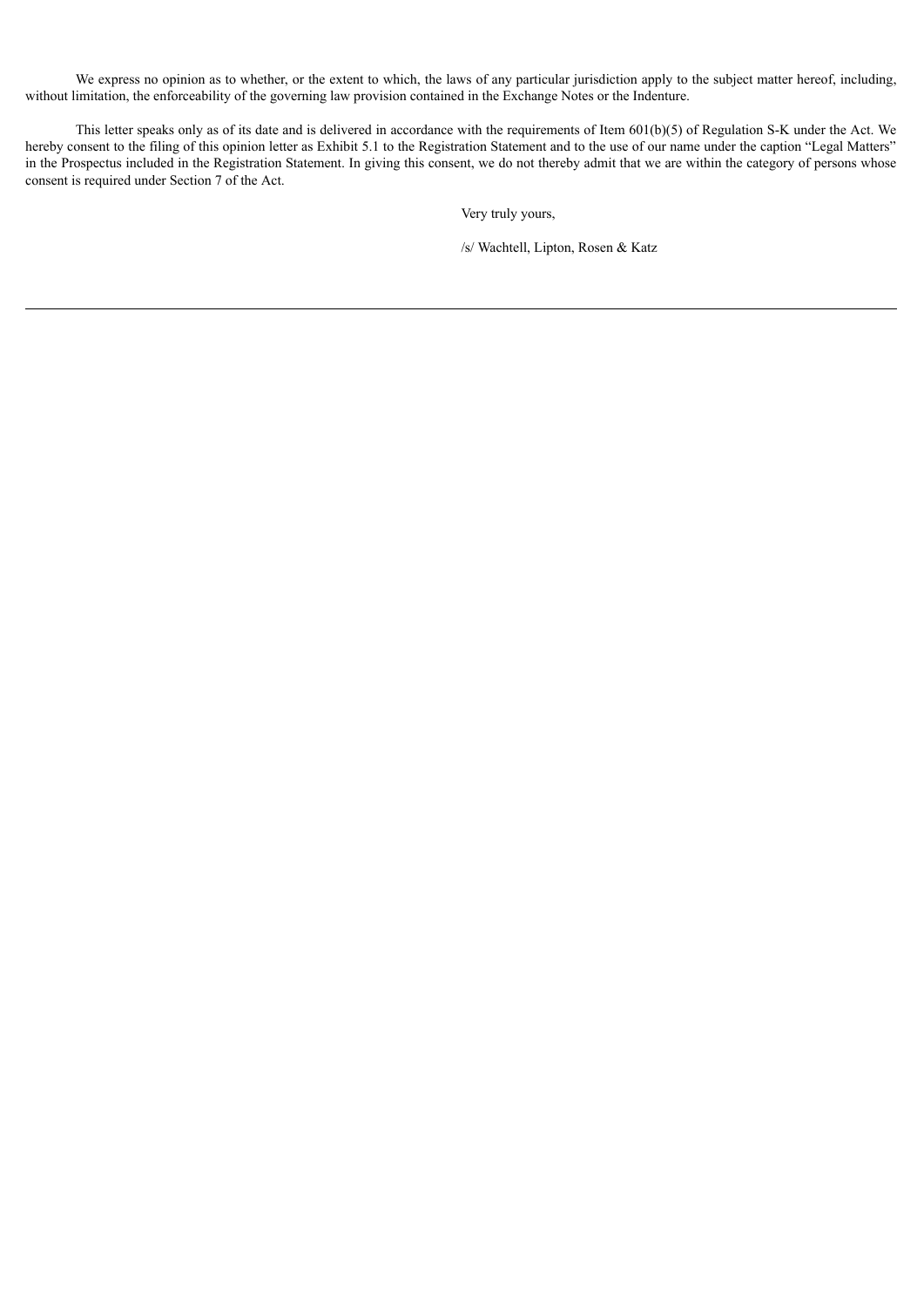We express no opinion as to whether, or the extent to which, the laws of any particular jurisdiction apply to the subject matter hereof, including, without limitation, the enforceability of the governing law provision contained in the Exchange Notes or the Indenture.

This letter speaks only as of its date and is delivered in accordance with the requirements of Item 601(b)(5) of Regulation S-K under the Act. We hereby consent to the filing of this opinion letter as Exhibit 5.1 to the Registration Statement and to the use of our name under the caption "Legal Matters" in the Prospectus included in the Registration Statement. In giving this consent, we do not thereby admit that we are within the category of persons whose consent is required under Section 7 of the Act.

Very truly yours,

/s/ Wachtell, Lipton, Rosen & Katz